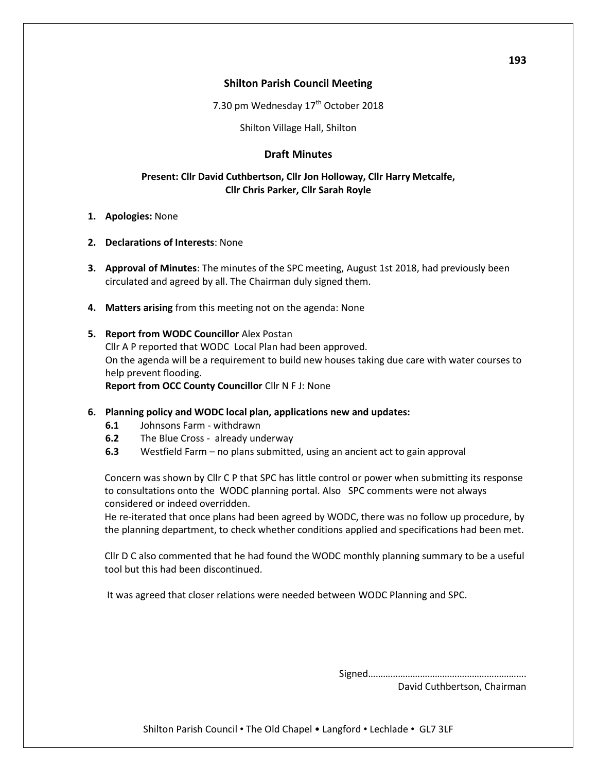## Shilton Parish Council Meeting

7.30 pm Wednesday 17th October 2018

Shilton Village Hall, Shilton

## Draft Minutes

**Present: Cllr David Cuthbertson, Cllr Jon Holloway, Cllr Harry Metcalfe, Cllr Chris Parker, Cllr Sarah Royle**

1. **Apologies:** None

2. **Declarations of Interests**: None

3. **Approval of Minutes**: The minutes of the SPC meeting, August 1st 2018, had previously been circulated and agreed by all. The Chairman duly signed them.

4. **Matters arising** from this meeting not on the agenda: None

5. **Report from WODC Councillor** Alex Postan
   Cllr A P reported that WODC Local Plan had been approved.
   On the agenda will be a requirement to build new houses taking due care with water courses to help prevent flooding.
   **Report from OCC County Councillor** Cllr N F J: None

6. **Planning policy and WODC local plan, applications new and updates:**
   - **6.1** Johnsons Farm - withdrawn
   - **6.2** The Blue Cross - already underway
   - **6.3** Westfield Farm – no plans submitted, using an ancient act to gain approval

   Concern was shown by Cllr C P that SPC has little control or power when submitting its response to consultations onto the WODC planning portal. Also SPC comments were not always considered or indeed overridden.
   He re-iterated that once plans had been agreed by WODC, there was no follow up procedure, by the planning department, to check whether conditions applied and specifications had been met.

   Cllr D C also commented that he had found the WODC monthly planning summary to be a useful tool but this had been discontinued.

   It was agreed that closer relations were needed between WODC Planning and SPC.

Signed……………………………………………………….
David Cuthbertson, Chairman

Shilton Parish Council • The Old Chapel • Langford • Lechlade • GL7 3LF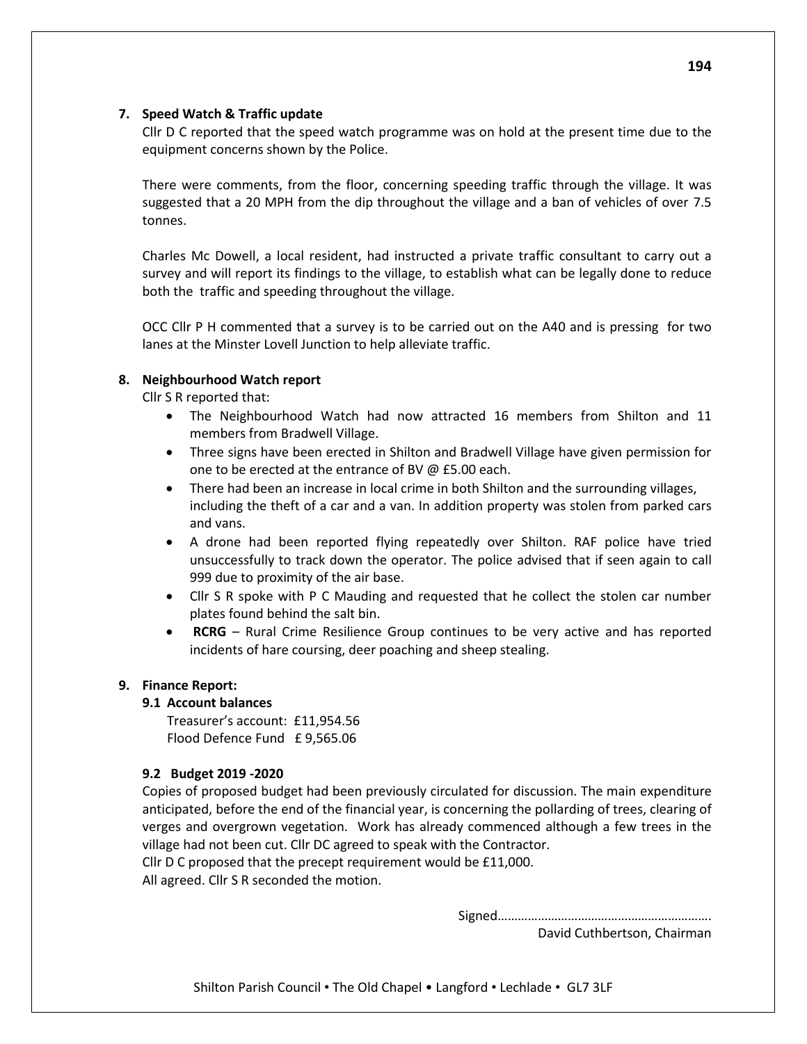**7. Speed Watch & Traffic update**

Cllr D C reported that the speed watch programme was on hold at the present time due to the equipment concerns shown by the Police.

There were comments, from the floor, concerning speeding traffic through the village. It was suggested that a 20 MPH from the dip throughout the village and a ban of vehicles of over 7.5 tonnes.

Charles Mc Dowell, a local resident, had instructed a private traffic consultant to carry out a survey and will report its findings to the village, to establish what can be legally done to reduce both the traffic and speeding throughout the village.

OCC Cllr P H commented that a survey is to be carried out on the A40 and is pressing for two lanes at the Minster Lovell Junction to help alleviate traffic.

**8. Neighbourhood Watch report**

Cllr S R reported that:

- The Neighbourhood Watch had now attracted 16 members from Shilton and 11 members from Bradwell Village.
- Three signs have been erected in Shilton and Bradwell Village have given permission for one to be erected at the entrance of BV @ £5.00 each.
- There had been an increase in local crime in both Shilton and the surrounding villages, including the theft of a car and a van. In addition property was stolen from parked cars and vans.
- A drone had been reported flying repeatedly over Shilton. RAF police have tried unsuccessfully to track down the operator. The police advised that if seen again to call 999 due to proximity of the air base.
- Cllr S R spoke with P C Mauding and requested that he collect the stolen car number plates found behind the salt bin.
- **RCRG** – Rural Crime Resilience Group continues to be very active and has reported incidents of hare coursing, deer poaching and sheep stealing.

**9. Finance Report:**

**9.1 Account balances**

Treasurer's account: £11,954.56
Flood Defence Fund £ 9,565.06

**9.2 Budget 2019 -2020**

Copies of proposed budget had been previously circulated for discussion. The main expenditure anticipated, before the end of the financial year, is concerning the pollarding of trees, clearing of verges and overgrown vegetation. Work has already commenced although a few trees in the village had not been cut. Cllr DC agreed to speak with the Contractor.
Cllr D C proposed that the precept requirement would be £11,000.
All agreed. Cllr S R seconded the motion.

Signed……………………………………………………..
David Cuthbertson, Chairman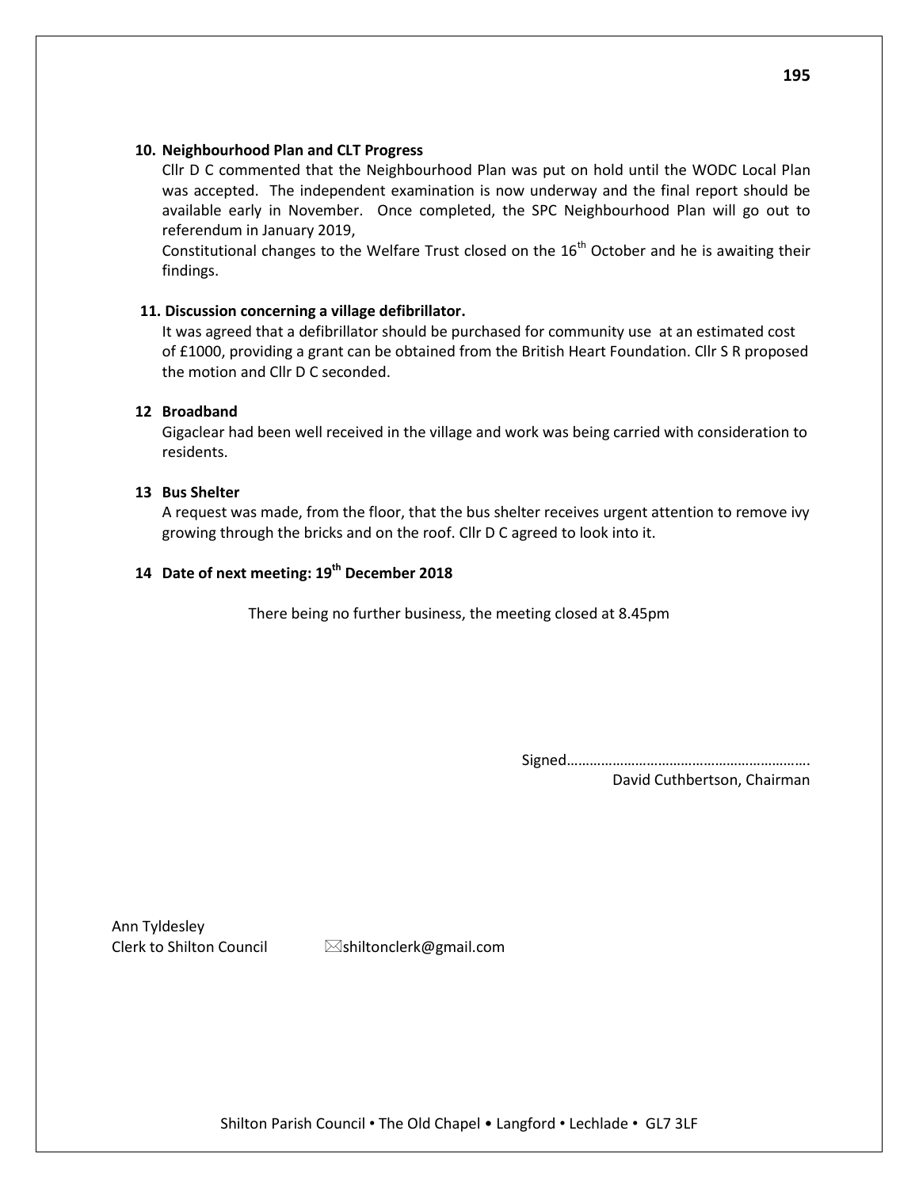**10. Neighbourhood Plan and CLT Progress**

Cllr D C commented that the Neighbourhood Plan was put on hold until the WODC Local Plan was accepted. The independent examination is now underway and the final report should be available early in November. Once completed, the SPC Neighbourhood Plan will go out to referendum in January 2019,

Constitutional changes to the Welfare Trust closed on the 16th October and he is awaiting their findings.

**11. Discussion concerning a village defibrillator.**

It was agreed that a defibrillator should be purchased for community use at an estimated cost of £1000, providing a grant can be obtained from the British Heart Foundation. Cllr S R proposed the motion and Cllr D C seconded.

**12 Broadband**

Gigaclear had been well received in the village and work was being carried with consideration to residents.

**13 Bus Shelter**

A request was made, from the floor, that the bus shelter receives urgent attention to remove ivy growing through the bricks and on the roof. Cllr D C agreed to look into it.

**14 Date of next meeting: 19th December 2018**

There being no further business, the meeting closed at 8.45pm

Signed…………………………………………………….
David Cuthbertson, Chairman

Ann Tyldesley
Clerk to Shilton Council ✉shiltonclerk@gmail.com

Shilton Parish Council • The Old Chapel • Langford • Lechlade • GL7 3LF